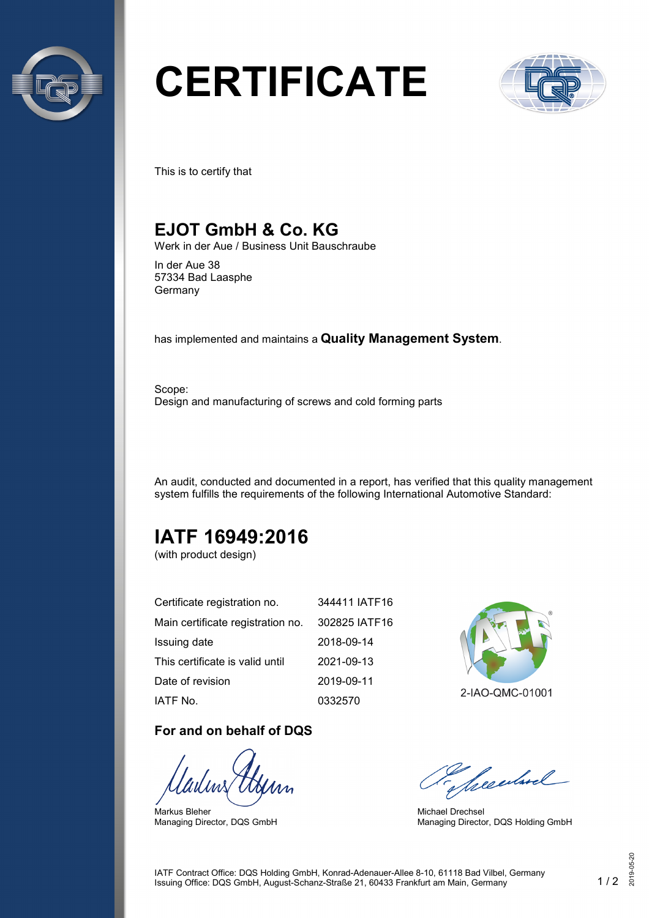# CERTIFICATE

This is to certify that

## EJOT GmbH & Co. KG

Werk in der Aue / Business Unit Bauschraube

In der Aue 38
57334 Bad Laasphe
Germany

has implemented and maintains a **Quality Management System**.

Scope:
Design and manufacturing of screws and cold forming parts

An audit, conducted and documented in a report, has verified that this quality management system fulfills the requirements of the following International Automotive Standard:

## IATF 16949:2016

(with product design)

| | |
|---|---|
| Certificate registration no. | 344411 IATF16 |
| Main certificate registration no. | 302825 IATF16 |
| Issuing date | 2018-09-14 |
| This certificate is valid until | 2021-09-13 |
| Date of revision | 2019-09-11 |
| IATF No. | 0332570 |

2-IAO-QMC-01001

### For and on behalf of DQS

Markus Bleher
Managing Director, DQS GmbH

Michael Drechsel
Managing Director, DQS Holding GmbH

IATF Contract Office: DQS Holding GmbH, Konrad-Adenauer-Allee 8-10, 61118 Bad Vilbel, Germany
Issuing Office: DQS GmbH, August-Schanz-Straße 21, 60433 Frankfurt am Main, Germany

2019-05-20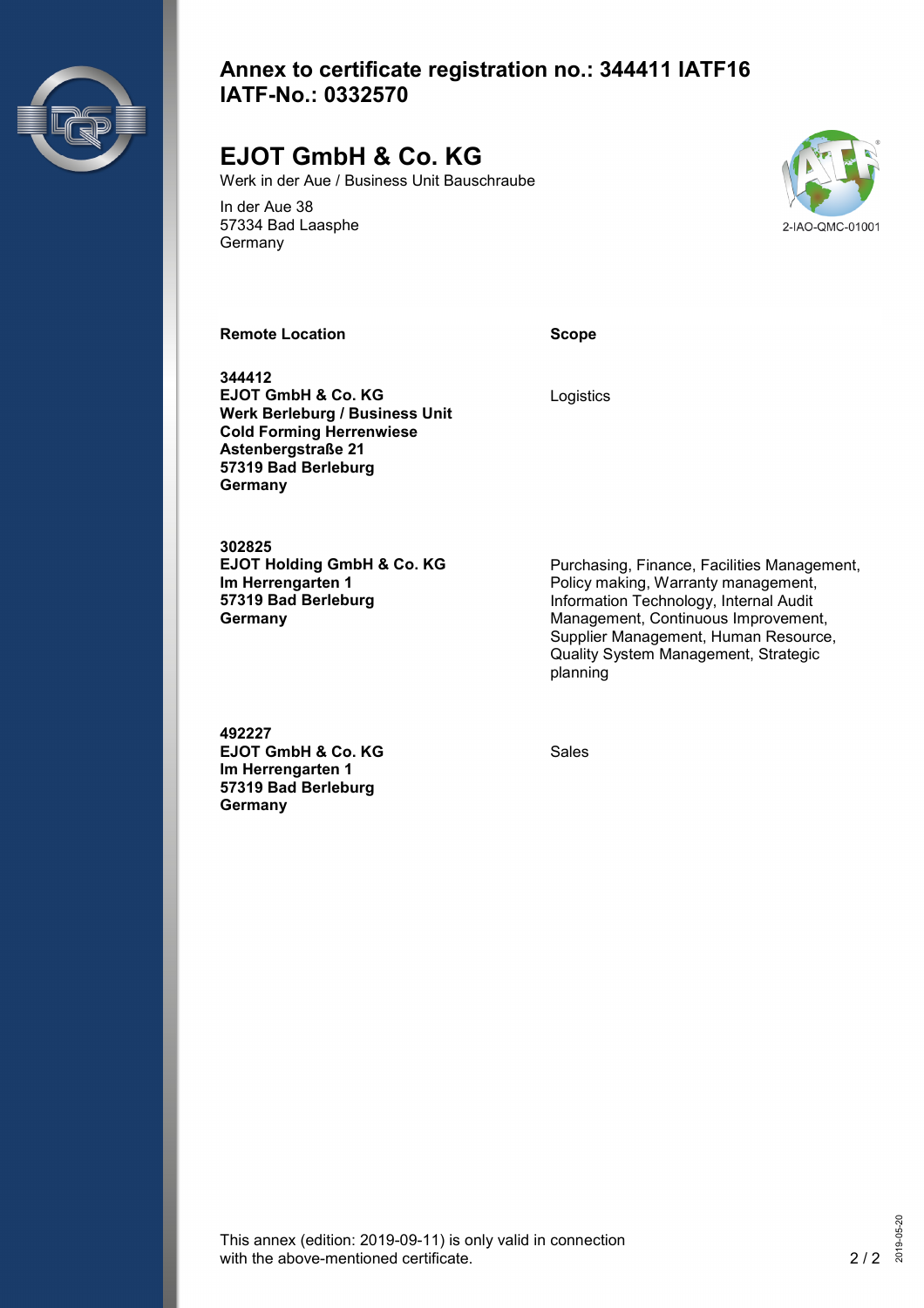# Annex to certificate registration no.: 344411 IATF16
# IATF-No.: 0332570

## EJOT GmbH & Co. KG

Werk in der Aue / Business Unit Bauschraube

In der Aue 38
57334 Bad Laasphe
Germany

2-IAO-QMC-01001

| Remote Location | Scope |
|---|---|
| **344412**<br>**EJOT GmbH & Co. KG**<br>**Werk Berleburg / Business Unit Cold Forming Herrenwiese**<br>**Astenbergstraße 21**<br>**57319 Bad Berleburg**<br>**Germany** | Logistics |
| **302825**<br>**EJOT Holding GmbH & Co. KG**<br>**Im Herrengarten 1**<br>**57319 Bad Berleburg**<br>**Germany** | Purchasing, Finance, Facilities Management, Policy making, Warranty management, Information Technology, Internal Audit Management, Continuous Improvement, Supplier Management, Human Resource, Quality System Management, Strategic planning |
| **492227**<br>**EJOT GmbH & Co. KG**<br>**Im Herrengarten 1**<br>**57319 Bad Berleburg**<br>**Germany** | Sales |

This annex (edition: 2019-09-11) is only valid in connection with the above-mentioned certificate.

2019-05-20